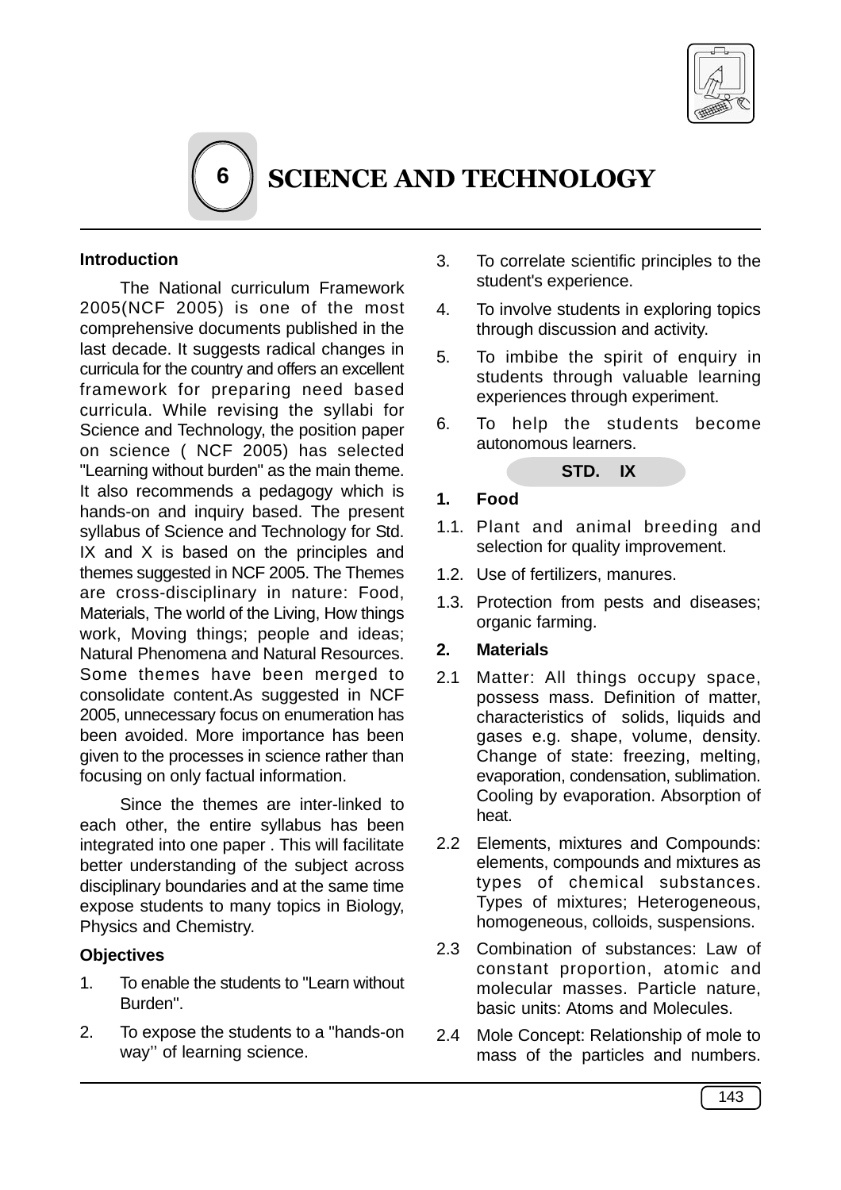# 6 SCIENCE AND TECHNOLOGY

**Introduction**

The National curriculum Framework 2005(NCF 2005) is one of the most comprehensive documents published in the last decade. It suggests radical changes in curricula for the country and offers an excellent framework for preparing need based curricula. While revising the syllabi for Science and Technology, the position paper on science ( NCF 2005) has selected "Learning without burden" as the main theme. It also recommends a pedagogy which is hands-on and inquiry based. The present syllabus of Science and Technology for Std. IX and X is based on the principles and themes suggested in NCF 2005. The Themes are cross-disciplinary in nature: Food, Materials, The world of the Living, How things work, Moving things; people and ideas; Natural Phenomena and Natural Resources. Some themes have been merged to consolidate content.As suggested in NCF 2005, unnecessary focus on enumeration has been avoided. More importance has been given to the processes in science rather than focusing on only factual information.

Since the themes are inter-linked to each other, the entire syllabus has been integrated into one paper . This will facilitate better understanding of the subject across disciplinary boundaries and at the same time expose students to many topics in Biology, Physics and Chemistry.

**Objectives**

1. To enable the students to "Learn without Burden".
2. To expose the students to a "hands-on way'' of learning science.
3. To correlate scientific principles to the student's experience.
4. To involve students in exploring topics through discussion and activity.
5. To imbibe the spirit of enquiry in students through valuable learning experiences through experiment.
6. To help the students become autonomous learners.

**STD. IX**

**1. Food**

1.1. Plant and animal breeding and selection for quality improvement.

1.2. Use of fertilizers, manures.

1.3. Protection from pests and diseases; organic farming.

**2. Materials**

2.1 Matter: All things occupy space, possess mass. Definition of matter, characteristics of solids, liquids and gases e.g. shape, volume, density. Change of state: freezing, melting, evaporation, condensation, sublimation. Cooling by evaporation. Absorption of heat.

2.2 Elements, mixtures and Compounds: elements, compounds and mixtures as types of chemical substances. Types of mixtures; Heterogeneous, homogeneous, colloids, suspensions.

2.3 Combination of substances: Law of constant proportion, atomic and molecular masses. Particle nature, basic units: Atoms and Molecules.

2.4 Mole Concept: Relationship of mole to mass of the particles and numbers.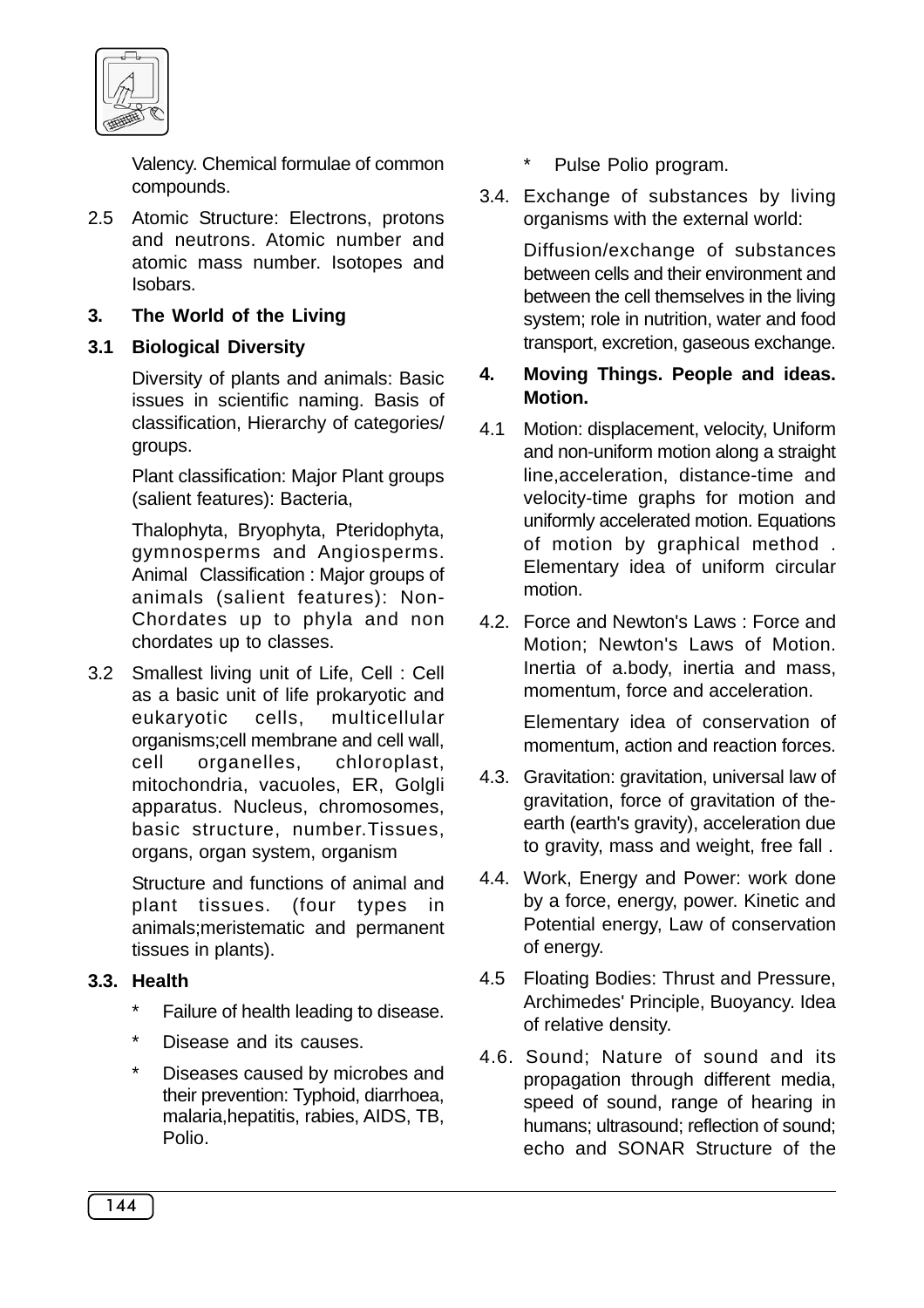Valency. Chemical formulae of common compounds.

2.5 Atomic Structure: Electrons, protons and neutrons. Atomic number and atomic mass number. Isotopes and Isobars.

**3. The World of the Living**

**3.1 Biological Diversity**

Diversity of plants and animals: Basic issues in scientific naming. Basis of classification, Hierarchy of categories/ groups.

Plant classification: Major Plant groups (salient features): Bacteria,

Thalophyta, Bryophyta, Pteridophyta, gymnosperms and Angiosperms. Animal Classification : Major groups of animals (salient features): Non-Chordates up to phyla and non chordates up to classes.

3.2 Smallest living unit of Life, Cell : Cell as a basic unit of life prokaryotic and eukaryotic cells, multicellular organisms;cell membrane and cell wall, cell organelles, chloroplast, mitochondria, vacuoles, ER, Golgli apparatus. Nucleus, chromosomes, basic structure, number.Tissues, organs, organ system, organism

Structure and functions of animal and plant tissues. (four types in animals;meristematic and permanent tissues in plants).

**3.3. Health**

* Failure of health leading to disease.
* Disease and its causes.
* Diseases caused by microbes and their prevention: Typhoid, diarrhoea, malaria,hepatitis, rabies, AIDS, TB, Polio.
* Pulse Polio program.

3.4. Exchange of substances by living organisms with the external world:

Diffusion/exchange of substances between cells and their environment and between the cell themselves in the living system; role in nutrition, water and food transport, excretion, gaseous exchange.

**4. Moving Things. People and ideas. Motion.**

4.1 Motion: displacement, velocity, Uniform and non-uniform motion along a straight line,acceleration, distance-time and velocity-time graphs for motion and uniformly accelerated motion. Equations of motion by graphical method . Elementary idea of uniform circular motion.

4.2. Force and Newton's Laws : Force and Motion; Newton's Laws of Motion. Inertia of a.body, inertia and mass, momentum, force and acceleration.

Elementary idea of conservation of momentum, action and reaction forces.

4.3. Gravitation: gravitation, universal law of gravitation, force of gravitation of the-earth (earth's gravity), acceleration due to gravity, mass and weight, free fall .

4.4. Work, Energy and Power: work done by a force, energy, power. Kinetic and Potential energy, Law of conservation of energy.

4.5 Floating Bodies: Thrust and Pressure, Archimedes' Principle, Buoyancy. Idea of relative density.

4.6. Sound; Nature of sound and its propagation through different media, speed of sound, range of hearing in humans; ultrasound; reflection of sound; echo and SONAR Structure of the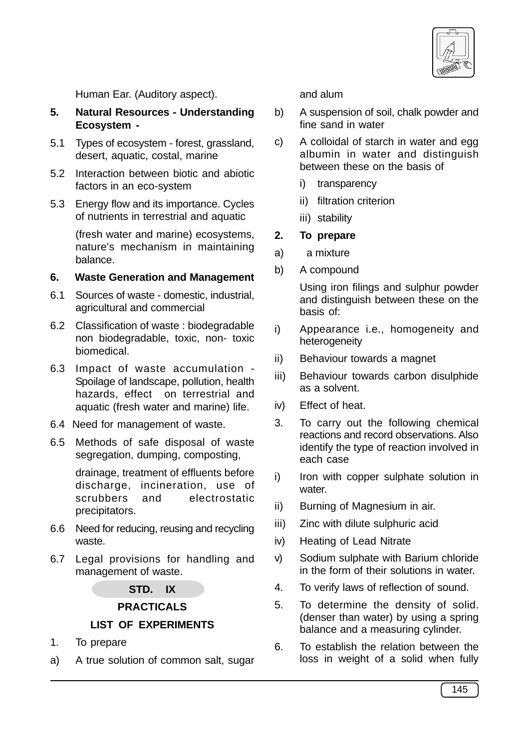Human Ear. (Auditory aspect).

**5. Natural Resources - Understanding Ecosystem -**

5.1 Types of ecosystem - forest, grassland, desert, aquatic, costal, marine

5.2 Interaction between biotic and abiotic factors in an eco-system

5.3 Energy flow and its importance. Cycles of nutrients in terrestrial and aquatic (fresh water and marine) ecosystems, nature's mechanism in maintaining balance.

**6. Waste Generation and Management**

6.1 Sources of waste - domestic, industrial, agricultural and commercial

6.2 Classification of waste : biodegradable non biodegradable, toxic, non- toxic biomedical.

6.3 Impact of waste accumulation - Spoilage of landscape, pollution, health hazards, effect on terrestrial and aquatic (fresh water and marine) life.

6.4 Need for management of waste.

6.5 Methods of safe disposal of waste segregation, dumping, composting, drainage, treatment of effluents before discharge, incineration, use of scrubbers and electrostatic precipitators.

6.6 Need for reducing, reusing and recycling waste.

6.7 Legal provisions for handling and management of waste.

## STD. IX

### PRACTICALS

### LIST OF EXPERIMENTS

1. To prepare

a) A true solution of common salt, sugar and alum

b) A suspension of soil, chalk powder and fine sand in water

c) A colloidal of starch in water and egg albumin in water and distinguish between these on the basis of

i) transparency

ii) filtration criterion

iii) stability

**2. To prepare**

a) a mixture

b) A compound

Using iron filings and sulphur powder and distinguish between these on the basis of:

i) Appearance i.e., homogeneity and heterogeneity

ii) Behaviour towards a magnet

iii) Behaviour towards carbon disulphide as a solvent.

iv) Effect of heat.

3. To carry out the following chemical reactions and record observations. Also identify the type of reaction involved in each case

i) Iron with copper sulphate solution in water.

ii) Burning of Magnesium in air.

iii) Zinc with dilute sulphuric acid

iv) Heating of Lead Nitrate

v) Sodium sulphate with Barium chloride in the form of their solutions in water.

4. To verify laws of reflection of sound.

5. To determine the density of solid. (denser than water) by using a spring balance and a measuring cylinder.

6. To establish the relation between the loss in weight of a solid when fully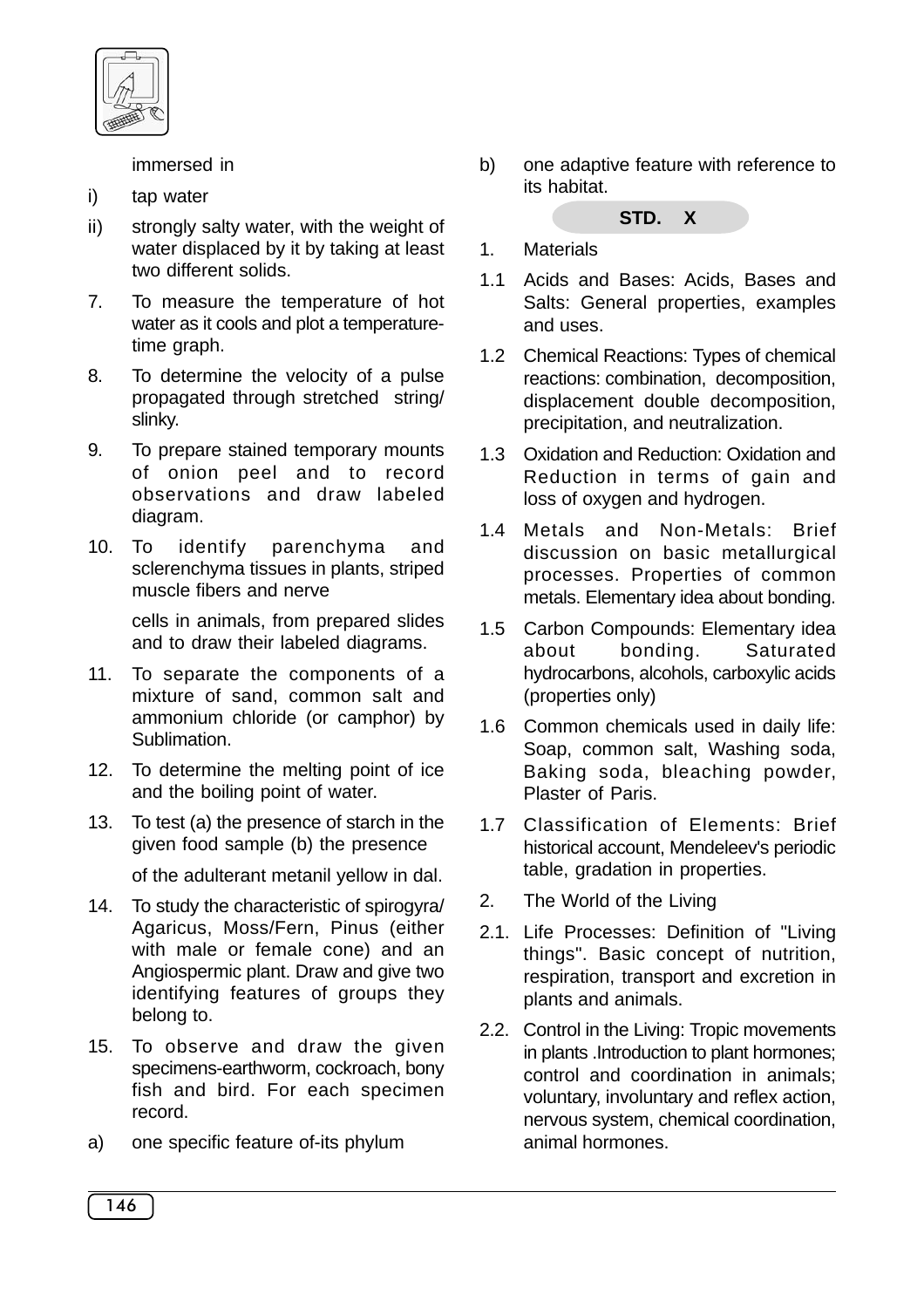immersed in

i) tap water

ii) strongly salty water, with the weight of water displaced by it by taking at least two different solids.

7. To measure the temperature of hot water as it cools and plot a temperature-time graph.

8. To determine the velocity of a pulse propagated through stretched string/ slinky.

9. To prepare stained temporary mounts of onion peel and to record observations and draw labeled diagram.

10. To identify parenchyma and sclerenchyma tissues in plants, striped muscle fibers and nerve

    cells in animals, from prepared slides and to draw their labeled diagrams.

11. To separate the components of a mixture of sand, common salt and ammonium chloride (or camphor) by Sublimation.

12. To determine the melting point of ice and the boiling point of water.

13. To test (a) the presence of starch in the given food sample (b) the presence

    of the adulterant metanil yellow in dal.

14. To study the characteristic of spirogyra/ Agaricus, Moss/Fern, Pinus (either with male or female cone) and an Angiospermic plant. Draw and give two identifying features of groups they belong to.

15. To observe and draw the given specimens-earthworm, cockroach, bony fish and bird. For each specimen record.

a) one specific feature of-its phylum

b) one adaptive feature with reference to its habitat.

## STD. X

1. Materials

1.1 Acids and Bases: Acids, Bases and Salts: General properties, examples and uses.

1.2 Chemical Reactions: Types of chemical reactions: combination, decomposition, displacement double decomposition, precipitation, and neutralization.

1.3 Oxidation and Reduction: Oxidation and Reduction in terms of gain and loss of oxygen and hydrogen.

1.4 Metals and Non-Metals: Brief discussion on basic metallurgical processes. Properties of common metals. Elementary idea about bonding.

1.5 Carbon Compounds: Elementary idea about bonding. Saturated hydrocarbons, alcohols, carboxylic acids (properties only)

1.6 Common chemicals used in daily life: Soap, common salt, Washing soda, Baking soda, bleaching powder, Plaster of Paris.

1.7 Classification of Elements: Brief historical account, Mendeleev's periodic table, gradation in properties.

2. The World of the Living

2.1. Life Processes: Definition of "Living things". Basic concept of nutrition, respiration, transport and excretion in plants and animals.

2.2. Control in the Living: Tropic movements in plants .Introduction to plant hormones; control and coordination in animals; voluntary, involuntary and reflex action, nervous system, chemical coordination, animal hormones.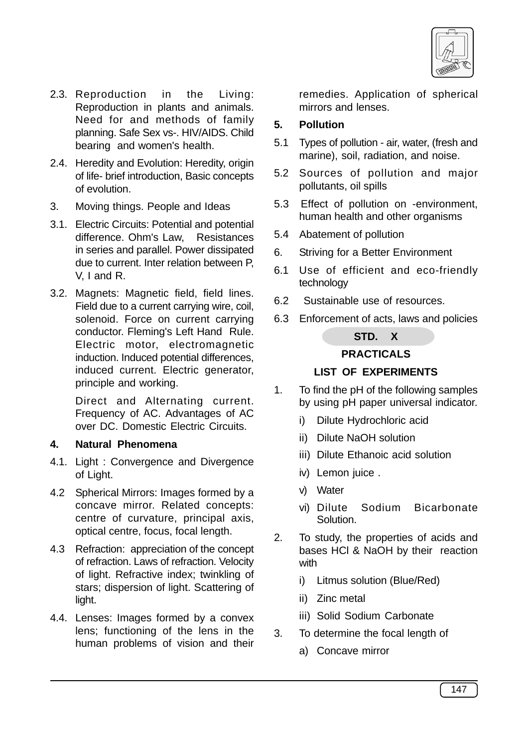2.3. Reproduction in the Living: Reproduction in plants and animals. Need for and methods of family planning. Safe Sex vs-. HIV/AIDS. Child bearing and women's health.

2.4. Heredity and Evolution: Heredity, origin of life- brief introduction, Basic concepts of evolution.

3. Moving things. People and Ideas

3.1. Electric Circuits: Potential and potential difference. Ohm's Law, Resistances in series and parallel. Power dissipated due to current. Inter relation between P, V, I and R.

3.2. Magnets: Magnetic field, field lines. Field due to a current carrying wire, coil, solenoid. Force on current carrying conductor. Fleming's Left Hand Rule. Electric motor, electromagnetic induction. Induced potential differences, induced current. Electric generator, principle and working.

Direct and Alternating current. Frequency of AC. Advantages of AC over DC. Domestic Electric Circuits.

**4. Natural Phenomena**

4.1. Light : Convergence and Divergence of Light.

4.2 Spherical Mirrors: Images formed by a concave mirror. Related concepts: centre of curvature, principal axis, optical centre, focus, focal length.

4.3 Refraction: appreciation of the concept of refraction. Laws of refraction. Velocity of light. Refractive index; twinkling of stars; dispersion of light. Scattering of light.

4.4. Lenses: Images formed by a convex lens; functioning of the lens in the human problems of vision and their remedies. Application of spherical mirrors and lenses.

**5. Pollution**

5.1 Types of pollution - air, water, (fresh and marine), soil, radiation, and noise.

5.2 Sources of pollution and major pollutants, oil spills

5.3 Effect of pollution on -environment, human health and other organisms

5.4 Abatement of pollution

6. Striving for a Better Environment

6.1 Use of efficient and eco-friendly technology

6.2 Sustainable use of resources.

6.3 Enforcement of acts, laws and policies

## STD. X

## PRACTICALS

### LIST OF EXPERIMENTS

1. To find the pH of the following samples by using pH paper universal indicator.
   - i) Dilute Hydrochloric acid
   - ii) Dilute NaOH solution
   - iii) Dilute Ethanoic acid solution
   - iv) Lemon juice .
   - v) Water
   - vi) Dilute Sodium Bicarbonate Solution.
2. To study, the properties of acids and bases HCl & NaOH by their reaction with
   - i) Litmus solution (Blue/Red)
   - ii) Zinc metal
   - iii) Solid Sodium Carbonate
3. To determine the focal length of
   - a) Concave mirror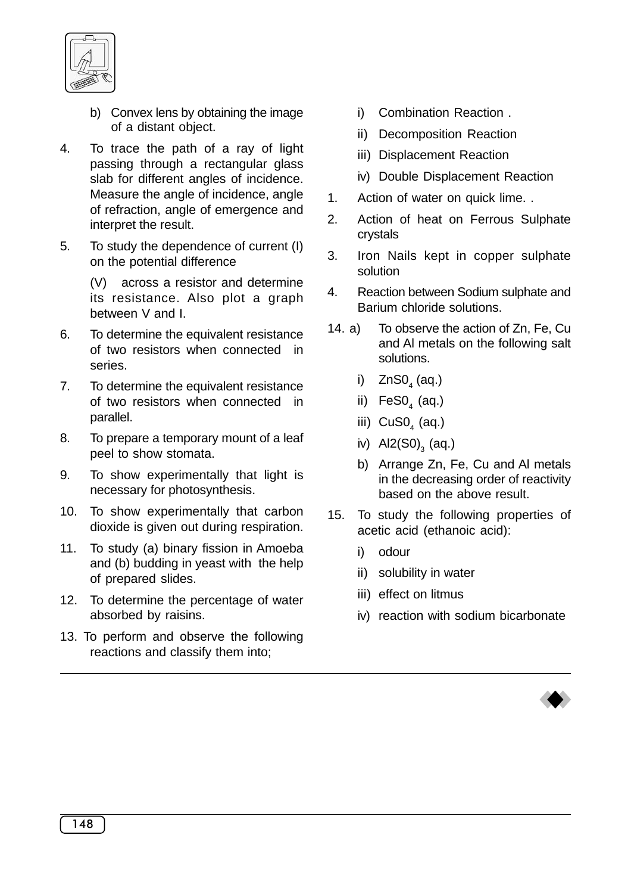b) Convex lens by obtaining the image of a distant object.

4. To trace the path of a ray of light passing through a rectangular glass slab for different angles of incidence. Measure the angle of incidence, angle of refraction, angle of emergence and interpret the result.

5. To study the dependence of current (I) on the potential difference

   (V) across a resistor and determine its resistance. Also plot a graph between V and I.

6. To determine the equivalent resistance of two resistors when connected in series.

7. To determine the equivalent resistance of two resistors when connected in parallel.

8. To prepare a temporary mount of a leaf peel to show stomata.

9. To show experimentally that light is necessary for photosynthesis.

10. To show experimentally that carbon dioxide is given out during respiration.

11. To study (a) binary fission in Amoeba and (b) budding in yeast with the help of prepared slides.

12. To determine the percentage of water absorbed by raisins.

13. To perform and observe the following reactions and classify them into;

    i) Combination Reaction .
    ii) Decomposition Reaction
    iii) Displacement Reaction
    iv) Double Displacement Reaction

    1. Action of water on quick lime. .
    2. Action of heat on Ferrous Sulphate crystals
    3. Iron Nails kept in copper sulphate solution
    4. Reaction between Sodium sulphate and Barium chloride solutions.

14. a) To observe the action of Zn, Fe, Cu and Al metals on the following salt solutions.

    i) $ZnS0_4$ (aq.)
    ii) $FeS0_4$ (aq.)
    iii) $CuS0_4$ (aq.)
    iv) $Al2(S0)_3$ (aq.)

    b) Arrange Zn, Fe, Cu and Al metals in the decreasing order of reactivity based on the above result.

15. To study the following properties of acetic acid (ethanoic acid):

    i) odour
    ii) solubility in water
    iii) effect on litmus
    iv) reaction with sodium bicarbonate